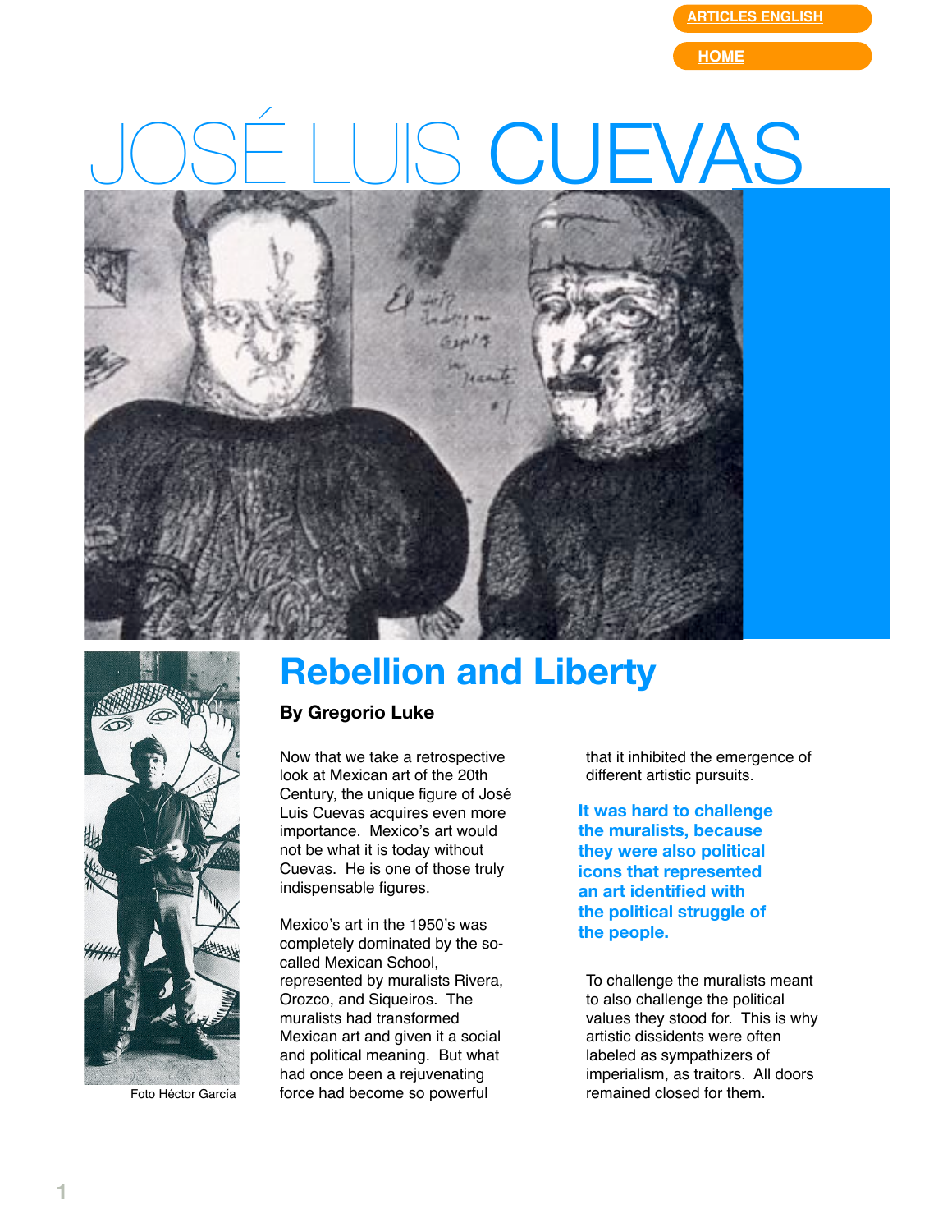ARTICLES ENGLISH

HOME

# JOSÉ LUIS CUEVAS

Foto Héctor García

## Rebellion and Liberty

**By Gregorio Luke**

Now that we take a retrospective look at Mexican art of the 20th Century, the unique figure of José Luis Cuevas acquires even more importance. Mexico's art would not be what it is today without Cuevas. He is one of those truly indispensable figures.

Mexico's art in the 1950's was completely dominated by the so-called Mexican School, represented by muralists Rivera, Orozco, and Siqueiros. The muralists had transformed Mexican art and given it a social and political meaning. But what had once been a rejuvenating force had become so powerful that it inhibited the emergence of different artistic pursuits.

**It was hard to challenge the muralists, because they were also political icons that represented an art identified with the political struggle of the people.**

To challenge the muralists meant to also challenge the political values they stood for. This is why artistic dissidents were often labeled as sympathizers of imperialism, as traitors. All doors remained closed for them.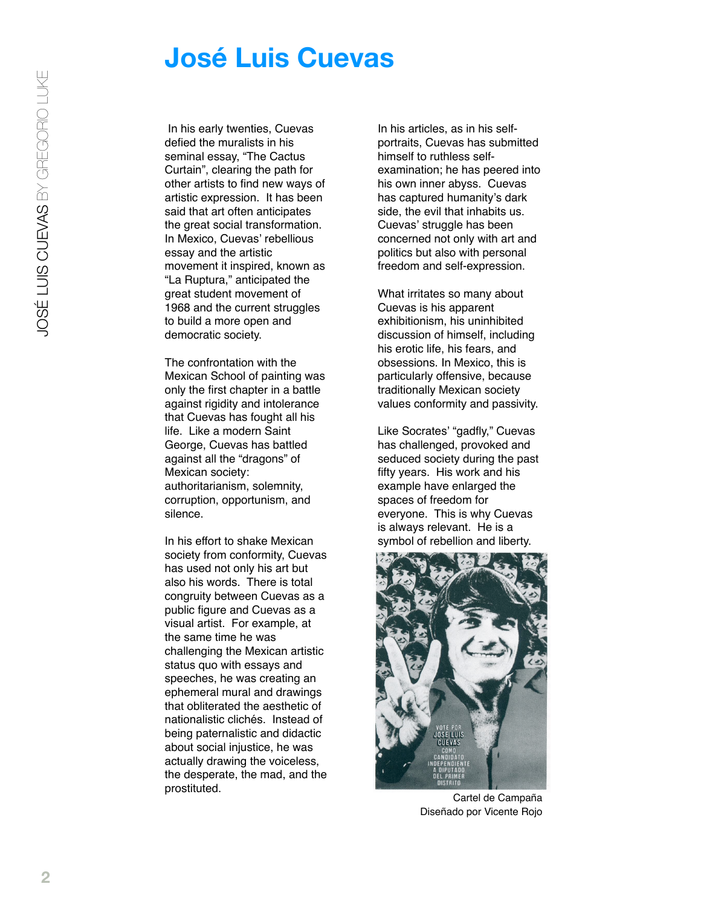# José Luis Cuevas

In his early twenties, Cuevas defied the muralists in his seminal essay, "The Cactus Curtain", clearing the path for other artists to find new ways of artistic expression. It has been said that art often anticipates the great social transformation. In Mexico, Cuevas' rebellious essay and the artistic movement it inspired, known as "La Ruptura," anticipated the great student movement of 1968 and the current struggles to build a more open and democratic society.

The confrontation with the Mexican School of painting was only the first chapter in a battle against rigidity and intolerance that Cuevas has fought all his life. Like a modern Saint George, Cuevas has battled against all the "dragons" of Mexican society: authoritarianism, solemnity, corruption, opportunism, and silence.

In his effort to shake Mexican society from conformity, Cuevas has used not only his art but also his words. There is total congruity between Cuevas as a public figure and Cuevas as a visual artist. For example, at the same time he was challenging the Mexican artistic status quo with essays and speeches, he was creating an ephemeral mural and drawings that obliterated the aesthetic of nationalistic clichés. Instead of being paternalistic and didactic about social injustice, he was actually drawing the voiceless, the desperate, the mad, and the prostituted.

In his articles, as in his self-portraits, Cuevas has submitted himself to ruthless self-examination; he has peered into his own inner abyss. Cuevas has captured humanity's dark side, the evil that inhabits us. Cuevas' struggle has been concerned not only with art and politics but also with personal freedom and self-expression.

What irritates so many about Cuevas is his apparent exhibitionism, his uninhibited discussion of himself, including his erotic life, his fears, and obsessions. In Mexico, this is particularly offensive, because traditionally Mexican society values conformity and passivity.

Like Socrates' "gadfly," Cuevas has challenged, provoked and seduced society during the past fifty years. His work and his example have enlarged the spaces of freedom for everyone. This is why Cuevas is always relevant. He is a symbol of rebellion and liberty.

Cartel de Campaña
Diseñado por Vicente Rojo